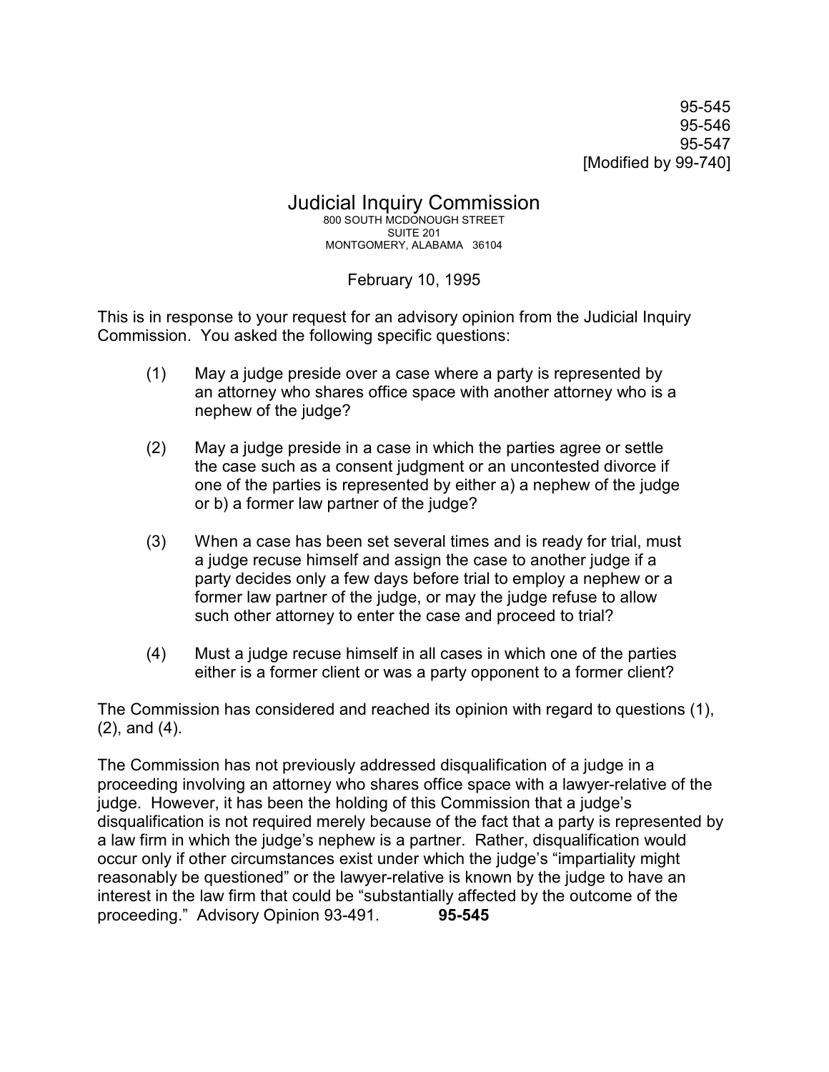95-545
95-546
95-547
[Modified by 99-740]

# Judicial Inquiry Commission

800 SOUTH MCDONOUGH STREET
SUITE 201
MONTGOMERY, ALABAMA 36104

February 10, 1995

This is in response to your request for an advisory opinion from the Judicial Inquiry Commission. You asked the following specific questions:

(1) May a judge preside over a case where a party is represented by an attorney who shares office space with another attorney who is a nephew of the judge?

(2) May a judge preside in a case in which the parties agree or settle the case such as a consent judgment or an uncontested divorce if one of the parties is represented by either a) a nephew of the judge or b) a former law partner of the judge?

(3) When a case has been set several times and is ready for trial, must a judge recuse himself and assign the case to another judge if a party decides only a few days before trial to employ a nephew or a former law partner of the judge, or may the judge refuse to allow such other attorney to enter the case and proceed to trial?

(4) Must a judge recuse himself in all cases in which one of the parties either is a former client or was a party opponent to a former client?

The Commission has considered and reached its opinion with regard to questions (1), (2), and (4).

The Commission has not previously addressed disqualification of a judge in a proceeding involving an attorney who shares office space with a lawyer-relative of the judge. However, it has been the holding of this Commission that a judge's disqualification is not required merely because of the fact that a party is represented by a law firm in which the judge's nephew is a partner. Rather, disqualification would occur only if other circumstances exist under which the judge's "impartiality might reasonably be questioned" or the lawyer-relative is known by the judge to have an interest in the law firm that could be "substantially affected by the outcome of the proceeding." Advisory Opinion 93-491. **95-545**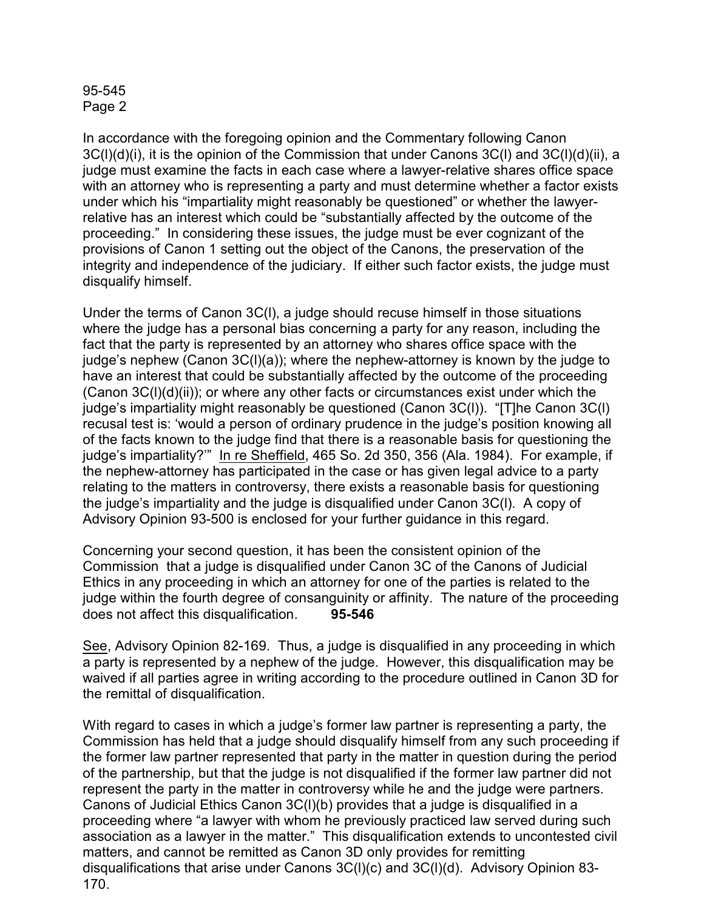In accordance with the foregoing opinion and the Commentary following Canon 3C(l)(d)(i), it is the opinion of the Commission that under Canons 3C(l) and 3C(l)(d)(ii), a judge must examine the facts in each case where a lawyer-relative shares office space with an attorney who is representing a party and must determine whether a factor exists under which his "impartiality might reasonably be questioned" or whether the lawyer-relative has an interest which could be "substantially affected by the outcome of the proceeding." In considering these issues, the judge must be ever cognizant of the provisions of Canon 1 setting out the object of the Canons, the preservation of the integrity and independence of the judiciary. If either such factor exists, the judge must disqualify himself.

Under the terms of Canon 3C(l), a judge should recuse himself in those situations where the judge has a personal bias concerning a party for any reason, including the fact that the party is represented by an attorney who shares office space with the judge's nephew (Canon 3C(l)(a)); where the nephew-attorney is known by the judge to have an interest that could be substantially affected by the outcome of the proceeding (Canon 3C(l)(d)(ii)); or where any other facts or circumstances exist under which the judge's impartiality might reasonably be questioned (Canon 3C(l)). "[T]he Canon 3C(l) recusal test is: 'would a person of ordinary prudence in the judge's position knowing all of the facts known to the judge find that there is a reasonable basis for questioning the judge's impartiality?'" In re Sheffield, 465 So. 2d 350, 356 (Ala. 1984). For example, if the nephew-attorney has participated in the case or has given legal advice to a party relating to the matters in controversy, there exists a reasonable basis for questioning the judge's impartiality and the judge is disqualified under Canon 3C(l). A copy of Advisory Opinion 93-500 is enclosed for your further guidance in this regard.

Concerning your second question, it has been the consistent opinion of the Commission that a judge is disqualified under Canon 3C of the Canons of Judicial Ethics in any proceeding in which an attorney for one of the parties is related to the judge within the fourth degree of consanguinity or affinity. The nature of the proceeding does not affect this disqualification. **95-546**

See, Advisory Opinion 82-169. Thus, a judge is disqualified in any proceeding in which a party is represented by a nephew of the judge. However, this disqualification may be waived if all parties agree in writing according to the procedure outlined in Canon 3D for the remittal of disqualification.

With regard to cases in which a judge's former law partner is representing a party, the Commission has held that a judge should disqualify himself from any such proceeding if the former law partner represented that party in the matter in question during the period of the partnership, but that the judge is not disqualified if the former law partner did not represent the party in the matter in controversy while he and the judge were partners. Canons of Judicial Ethics Canon 3C(l)(b) provides that a judge is disqualified in a proceeding where "a lawyer with whom he previously practiced law served during such association as a lawyer in the matter." This disqualification extends to uncontested civil matters, and cannot be remitted as Canon 3D only provides for remitting disqualifications that arise under Canons 3C(l)(c) and 3C(l)(d). Advisory Opinion 83-170.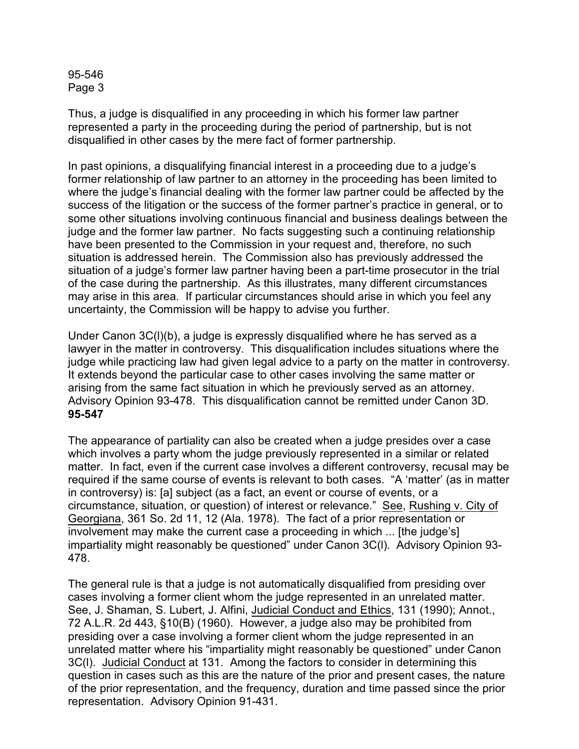Thus, a judge is disqualified in any proceeding in which his former law partner represented a party in the proceeding during the period of partnership, but is not disqualified in other cases by the mere fact of former partnership.

In past opinions, a disqualifying financial interest in a proceeding due to a judge's former relationship of law partner to an attorney in the proceeding has been limited to where the judge's financial dealing with the former law partner could be affected by the success of the litigation or the success of the former partner's practice in general, or to some other situations involving continuous financial and business dealings between the judge and the former law partner. No facts suggesting such a continuing relationship have been presented to the Commission in your request and, therefore, no such situation is addressed herein. The Commission also has previously addressed the situation of a judge's former law partner having been a part-time prosecutor in the trial of the case during the partnership. As this illustrates, many different circumstances may arise in this area. If particular circumstances should arise in which you feel any uncertainty, the Commission will be happy to advise you further.

Under Canon 3C(l)(b), a judge is expressly disqualified where he has served as a lawyer in the matter in controversy. This disqualification includes situations where the judge while practicing law had given legal advice to a party on the matter in controversy. It extends beyond the particular case to other cases involving the same matter or arising from the same fact situation in which he previously served as an attorney. Advisory Opinion 93-478. This disqualification cannot be remitted under Canon 3D.
**95-547**

The appearance of partiality can also be created when a judge presides over a case which involves a party whom the judge previously represented in a similar or related matter. In fact, even if the current case involves a different controversy, recusal may be required if the same course of events is relevant to both cases. "A 'matter' (as in matter in controversy) is: [a] subject (as a fact, an event or course of events, or a circumstance, situation, or question) of interest or relevance." See, Rushing v. City of Georgiana, 361 So. 2d 11, 12 (Ala. 1978). The fact of a prior representation or involvement may make the current case a proceeding in which ... [the judge's] impartiality might reasonably be questioned" under Canon 3C(l). Advisory Opinion 93-478.

The general rule is that a judge is not automatically disqualified from presiding over cases involving a former client whom the judge represented in an unrelated matter. See, J. Shaman, S. Lubert, J. Alfini, Judicial Conduct and Ethics, 131 (1990); Annot., 72 A.L.R. 2d 443, §10(B) (1960). However, a judge also may be prohibited from presiding over a case involving a former client whom the judge represented in an unrelated matter where his "impartiality might reasonably be questioned" under Canon 3C(l). Judicial Conduct at 131. Among the factors to consider in determining this question in cases such as this are the nature of the prior and present cases, the nature of the prior representation, and the frequency, duration and time passed since the prior representation. Advisory Opinion 91-431.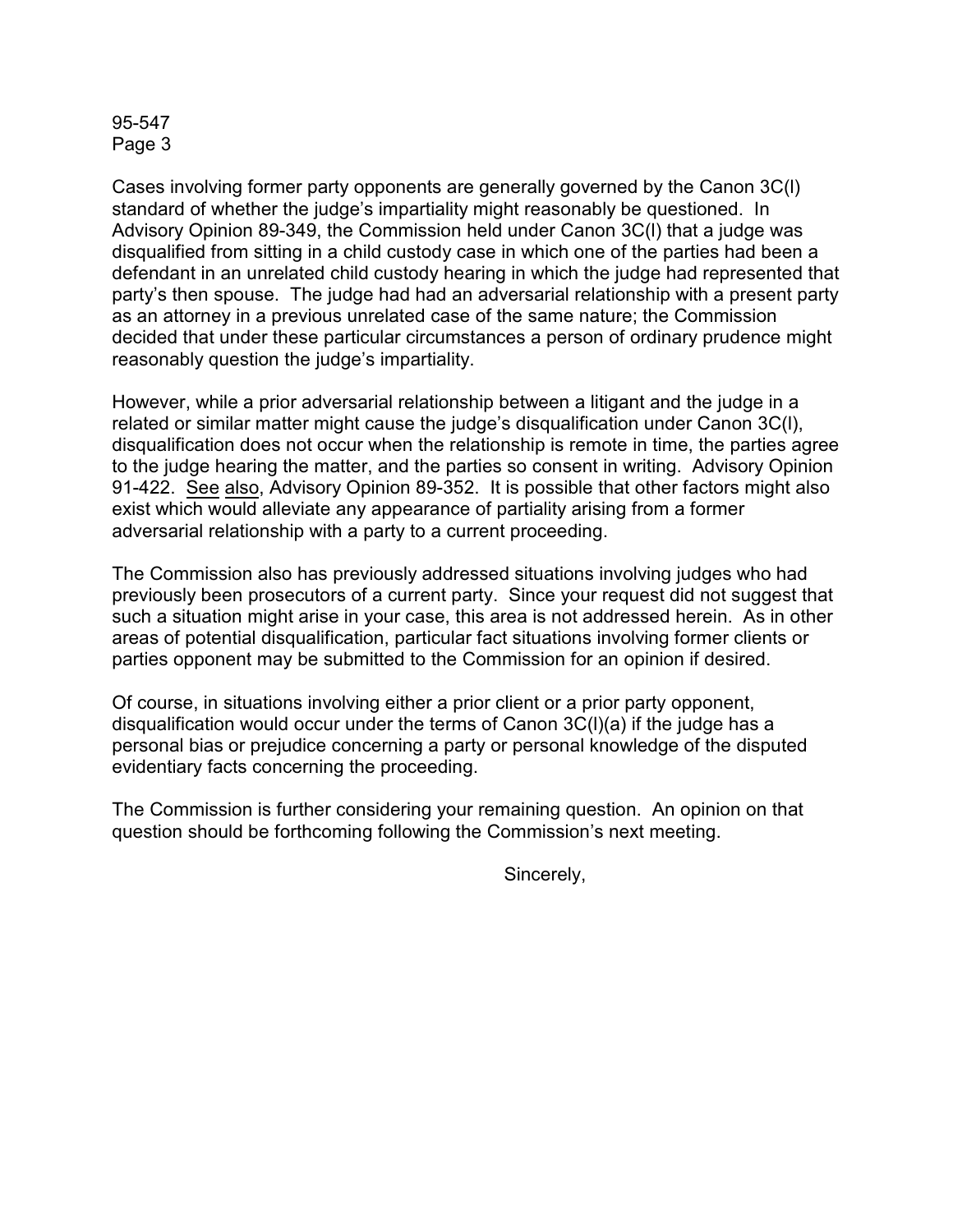Cases involving former party opponents are generally governed by the Canon 3C(l) standard of whether the judge's impartiality might reasonably be questioned. In Advisory Opinion 89-349, the Commission held under Canon 3C(l) that a judge was disqualified from sitting in a child custody case in which one of the parties had been a defendant in an unrelated child custody hearing in which the judge had represented that party's then spouse. The judge had had an adversarial relationship with a present party as an attorney in a previous unrelated case of the same nature; the Commission decided that under these particular circumstances a person of ordinary prudence might reasonably question the judge's impartiality.

However, while a prior adversarial relationship between a litigant and the judge in a related or similar matter might cause the judge's disqualification under Canon 3C(l), disqualification does not occur when the relationship is remote in time, the parties agree to the judge hearing the matter, and the parties so consent in writing. Advisory Opinion 91-422. See also, Advisory Opinion 89-352. It is possible that other factors might also exist which would alleviate any appearance of partiality arising from a former adversarial relationship with a party to a current proceeding.

The Commission also has previously addressed situations involving judges who had previously been prosecutors of a current party. Since your request did not suggest that such a situation might arise in your case, this area is not addressed herein. As in other areas of potential disqualification, particular fact situations involving former clients or parties opponent may be submitted to the Commission for an opinion if desired.

Of course, in situations involving either a prior client or a prior party opponent, disqualification would occur under the terms of Canon 3C(l)(a) if the judge has a personal bias or prejudice concerning a party or personal knowledge of the disputed evidentiary facts concerning the proceeding.

The Commission is further considering your remaining question. An opinion on that question should be forthcoming following the Commission's next meeting.

Sincerely,